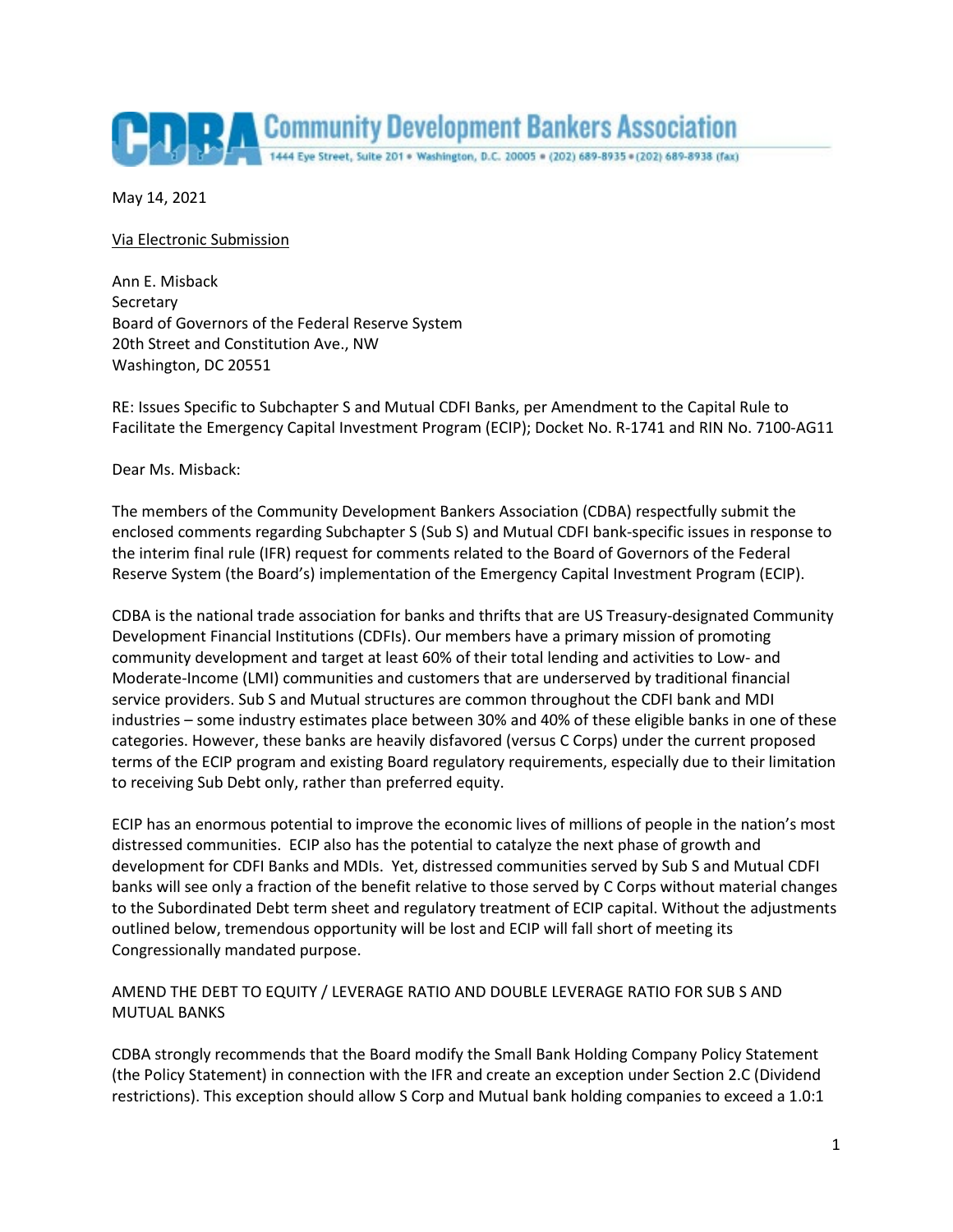# Community Development Bankers Association

1444 Eye Street, Suite 201 • Washington, D.C. 20005 • (202) 689-8935 • (202) 689-8938 (fax)

May 14, 2021

Via Electronic Submission

Ann E. Misback
Secretary
Board of Governors of the Federal Reserve System
20th Street and Constitution Ave., NW
Washington, DC 20551

RE: Issues Specific to Subchapter S and Mutual CDFI Banks, per Amendment to the Capital Rule to Facilitate the Emergency Capital Investment Program (ECIP); Docket No. R-1741 and RIN No. 7100-AG11

Dear Ms. Misback:

The members of the Community Development Bankers Association (CDBA) respectfully submit the enclosed comments regarding Subchapter S (Sub S) and Mutual CDFI bank-specific issues in response to the interim final rule (IFR) request for comments related to the Board of Governors of the Federal Reserve System (the Board's) implementation of the Emergency Capital Investment Program (ECIP).

CDBA is the national trade association for banks and thrifts that are US Treasury-designated Community Development Financial Institutions (CDFIs). Our members have a primary mission of promoting community development and target at least 60% of their total lending and activities to Low- and Moderate-Income (LMI) communities and customers that are underserved by traditional financial service providers. Sub S and Mutual structures are common throughout the CDFI bank and MDI industries – some industry estimates place between 30% and 40% of these eligible banks in one of these categories. However, these banks are heavily disfavored (versus C Corps) under the current proposed terms of the ECIP program and existing Board regulatory requirements, especially due to their limitation to receiving Sub Debt only, rather than preferred equity.

ECIP has an enormous potential to improve the economic lives of millions of people in the nation's most distressed communities. ECIP also has the potential to catalyze the next phase of growth and development for CDFI Banks and MDIs. Yet, distressed communities served by Sub S and Mutual CDFI banks will see only a fraction of the benefit relative to those served by C Corps without material changes to the Subordinated Debt term sheet and regulatory treatment of ECIP capital. Without the adjustments outlined below, tremendous opportunity will be lost and ECIP will fall short of meeting its Congressionally mandated purpose.

## AMEND THE DEBT TO EQUITY / LEVERAGE RATIO AND DOUBLE LEVERAGE RATIO FOR SUB S AND MUTUAL BANKS

CDBA strongly recommends that the Board modify the Small Bank Holding Company Policy Statement (the Policy Statement) in connection with the IFR and create an exception under Section 2.C (Dividend restrictions). This exception should allow S Corp and Mutual bank holding companies to exceed a 1.0:1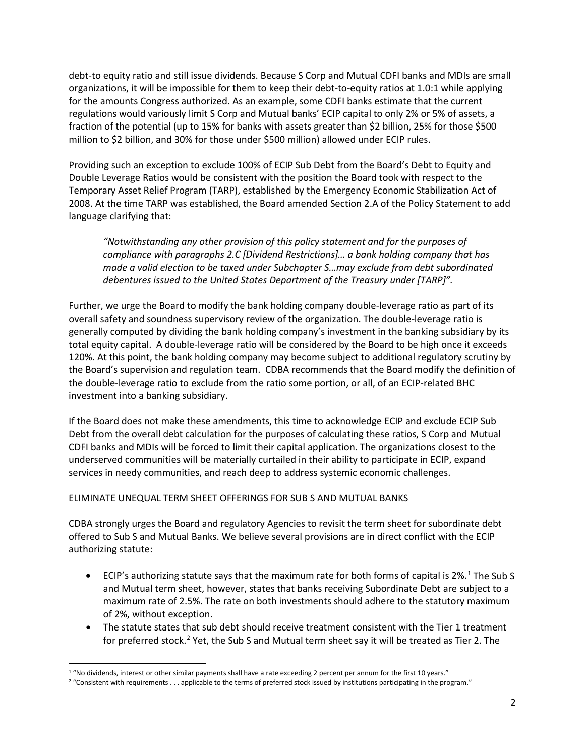debt-to equity ratio and still issue dividends. Because S Corp and Mutual CDFI banks and MDIs are small organizations, it will be impossible for them to keep their debt-to-equity ratios at 1.0:1 while applying for the amounts Congress authorized. As an example, some CDFI banks estimate that the current regulations would variously limit S Corp and Mutual banks' ECIP capital to only 2% or 5% of assets, a fraction of the potential (up to 15% for banks with assets greater than $2 billion, 25% for those $500 million to $2 billion, and 30% for those under $500 million) allowed under ECIP rules.

Providing such an exception to exclude 100% of ECIP Sub Debt from the Board's Debt to Equity and Double Leverage Ratios would be consistent with the position the Board took with respect to the Temporary Asset Relief Program (TARP), established by the Emergency Economic Stabilization Act of 2008. At the time TARP was established, the Board amended Section 2.A of the Policy Statement to add language clarifying that:

> *"Notwithstanding any other provision of this policy statement and for the purposes of compliance with paragraphs 2.C [Dividend Restrictions]… a bank holding company that has made a valid election to be taxed under Subchapter S…may exclude from debt subordinated debentures issued to the United States Department of the Treasury under [TARP]".*

Further, we urge the Board to modify the bank holding company double-leverage ratio as part of its overall safety and soundness supervisory review of the organization. The double-leverage ratio is generally computed by dividing the bank holding company's investment in the banking subsidiary by its total equity capital. A double-leverage ratio will be considered by the Board to be high once it exceeds 120%. At this point, the bank holding company may become subject to additional regulatory scrutiny by the Board's supervision and regulation team. CDBA recommends that the Board modify the definition of the double-leverage ratio to exclude from the ratio some portion, or all, of an ECIP-related BHC investment into a banking subsidiary.

If the Board does not make these amendments, this time to acknowledge ECIP and exclude ECIP Sub Debt from the overall debt calculation for the purposes of calculating these ratios, S Corp and Mutual CDFI banks and MDIs will be forced to limit their capital application. The organizations closest to the underserved communities will be materially curtailed in their ability to participate in ECIP, expand services in needy communities, and reach deep to address systemic economic challenges.

ELIMINATE UNEQUAL TERM SHEET OFFERINGS FOR SUB S AND MUTUAL BANKS

CDBA strongly urges the Board and regulatory Agencies to revisit the term sheet for subordinate debt offered to Sub S and Mutual Banks. We believe several provisions are in direct conflict with the ECIP authorizing statute:

- ECIP's authorizing statute says that the maximum rate for both forms of capital is 2%.[1] The Sub S and Mutual term sheet, however, states that banks receiving Subordinate Debt are subject to a maximum rate of 2.5%. The rate on both investments should adhere to the statutory maximum of 2%, without exception.
- The statute states that sub debt should receive treatment consistent with the Tier 1 treatment for preferred stock.[2] Yet, the Sub S and Mutual term sheet say it will be treated as Tier 2. The

[1] "No dividends, interest or other similar payments shall have a rate exceeding 2 percent per annum for the first 10 years."

[2] "Consistent with requirements . . . applicable to the terms of preferred stock issued by institutions participating in the program."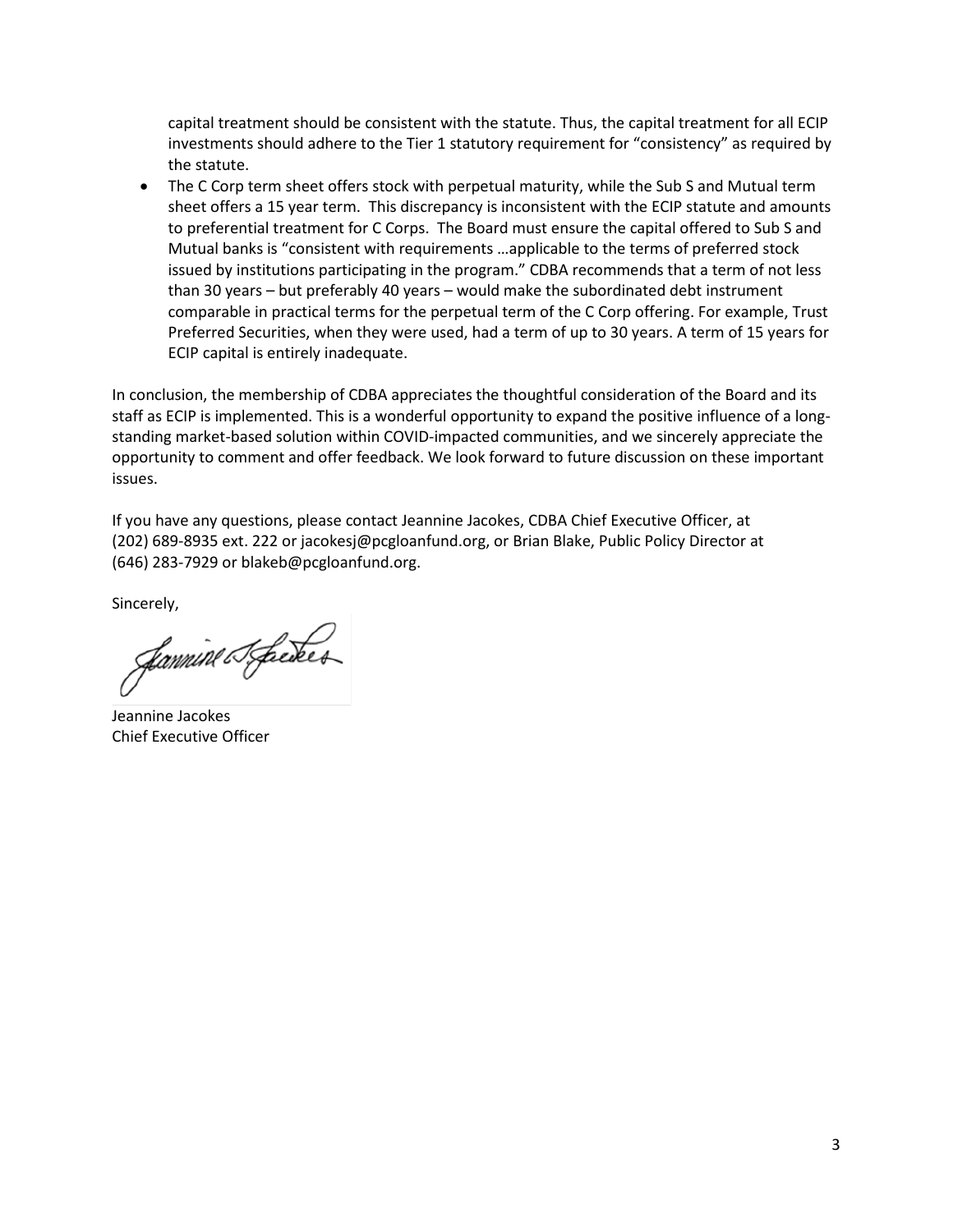capital treatment should be consistent with the statute. Thus, the capital treatment for all ECIP investments should adhere to the Tier 1 statutory requirement for "consistency" as required by the statute.

- The C Corp term sheet offers stock with perpetual maturity, while the Sub S and Mutual term sheet offers a 15 year term. This discrepancy is inconsistent with the ECIP statute and amounts to preferential treatment for C Corps. The Board must ensure the capital offered to Sub S and Mutual banks is "consistent with requirements …applicable to the terms of preferred stock issued by institutions participating in the program." CDBA recommends that a term of not less than 30 years – but preferably 40 years – would make the subordinated debt instrument comparable in practical terms for the perpetual term of the C Corp offering. For example, Trust Preferred Securities, when they were used, had a term of up to 30 years. A term of 15 years for ECIP capital is entirely inadequate.

In conclusion, the membership of CDBA appreciates the thoughtful consideration of the Board and its staff as ECIP is implemented. This is a wonderful opportunity to expand the positive influence of a long-standing market-based solution within COVID-impacted communities, and we sincerely appreciate the opportunity to comment and offer feedback. We look forward to future discussion on these important issues.

If you have any questions, please contact Jeannine Jacokes, CDBA Chief Executive Officer, at (202) 689-8935 ext. 222 or jacokesj@pcgloanfund.org, or Brian Blake, Public Policy Director at (646) 283-7929 or blakeb@pcgloanfund.org.

Sincerely,

Jeannine Jacokes
Chief Executive Officer